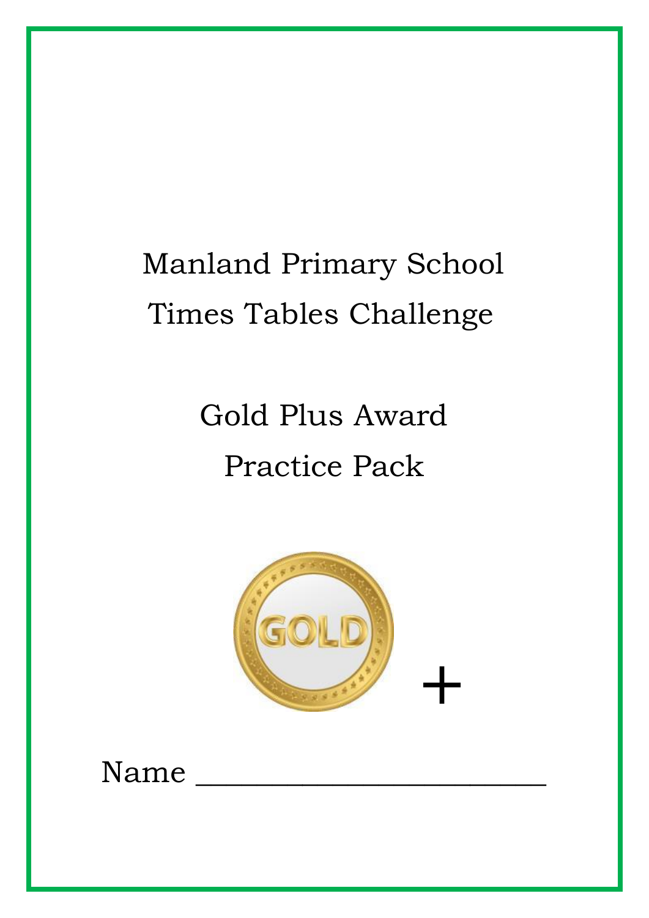# Manland Primary School

# Times Tables Challenge

## Gold Plus Award

## Practice Pack

GOLD +

Name ________________________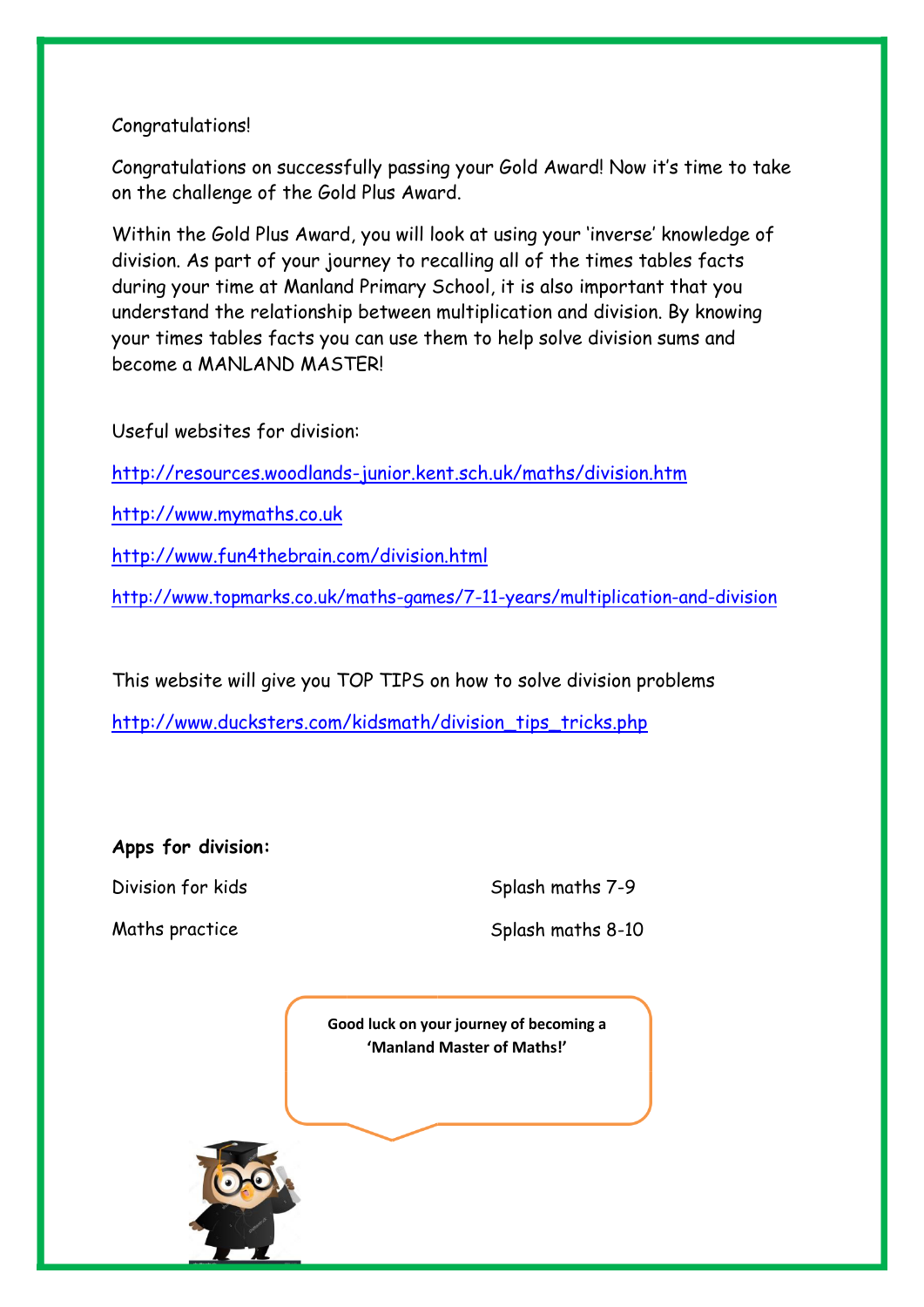Congratulations!

Congratulations on successfully passing your Gold Award! Now it's time to take on the challenge of the Gold Plus Award.

Within the Gold Plus Award, you will look at using your 'inverse' knowledge of division. As part of your journey to recalling all of the times tables facts during your time at Manland Primary School, it is also important that you understand the relationship between multiplication and division. By knowing your times tables facts you can use them to help solve division sums and become a MANLAND MASTER!

Useful websites for division:

http://resources.woodlands-junior.kent.sch.uk/maths/division.htm

http://www.mymaths.co.uk

http://www.fun4thebrain.com/division.html

http://www.topmarks.co.uk/maths-games/7-11-years/multiplication-and-division

This website will give you TOP TIPS on how to solve division problems

http://www.ducksters.com/kidsmath/division_tips_tricks.php

**Apps for division:**

Division for kids

Maths practice

Splash maths 7-9

Splash maths 8-10

**Good luck on your journey of becoming a 'Manland Master of Maths!'**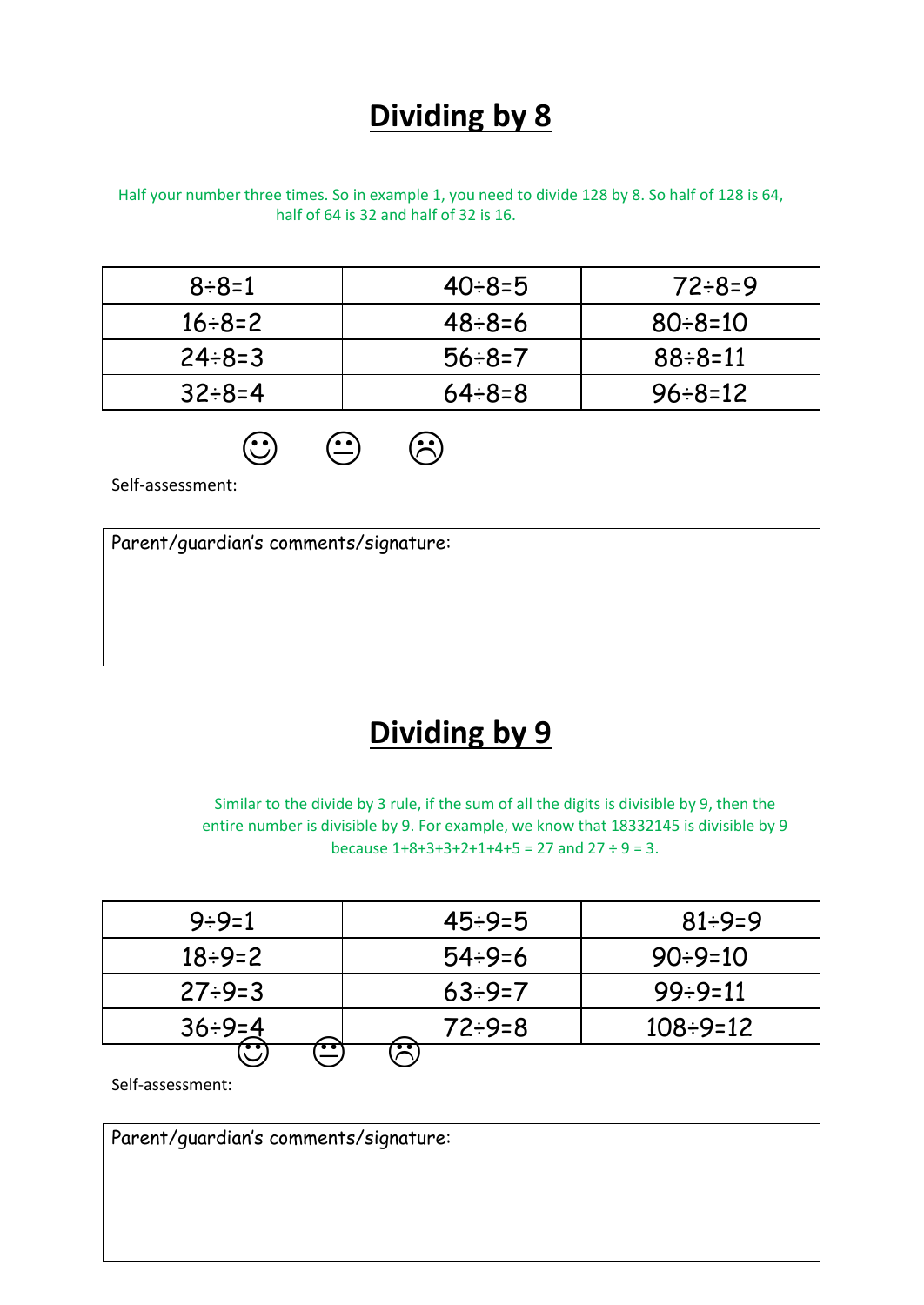# Dividing by 8

Half your number three times. So in example 1, you need to divide 128 by 8. So half of 128 is 64, half of 64 is 32 and half of 32 is 16.

| | | |
|---|---|---|
| 8÷8=1 | 40÷8=5 | 72÷8=9 |
| 16÷8=2 | 48÷8=6 | 80÷8=10 |
| 24÷8=3 | 56÷8=7 | 88÷8=11 |
| 32÷8=4 | 64÷8=8 | 96÷8=12 |

☺ 😐 ☹

Self-assessment:

| Parent/guardian's comments/signature: |
|---|
| |

# Dividing by 9

Similar to the divide by 3 rule, if the sum of all the digits is divisible by 9, then the entire number is divisible by 9. For example, we know that 18332145 is divisible by 9 because 1+8+3+3+2+1+4+5 = 27 and 27 ÷ 9 = 3.

| | | |
|---|---|---|
| 9÷9=1 | 45÷9=5 | 81÷9=9 |
| 18÷9=2 | 54÷9=6 | 90÷9=10 |
| 27÷9=3 | 63÷9=7 | 99÷9=11 |
| 36÷9=4 | 72÷9=8 | 108÷9=12 |

☺ 😐 ☹

Self-assessment:

| Parent/guardian's comments/signature: |
|---|
| |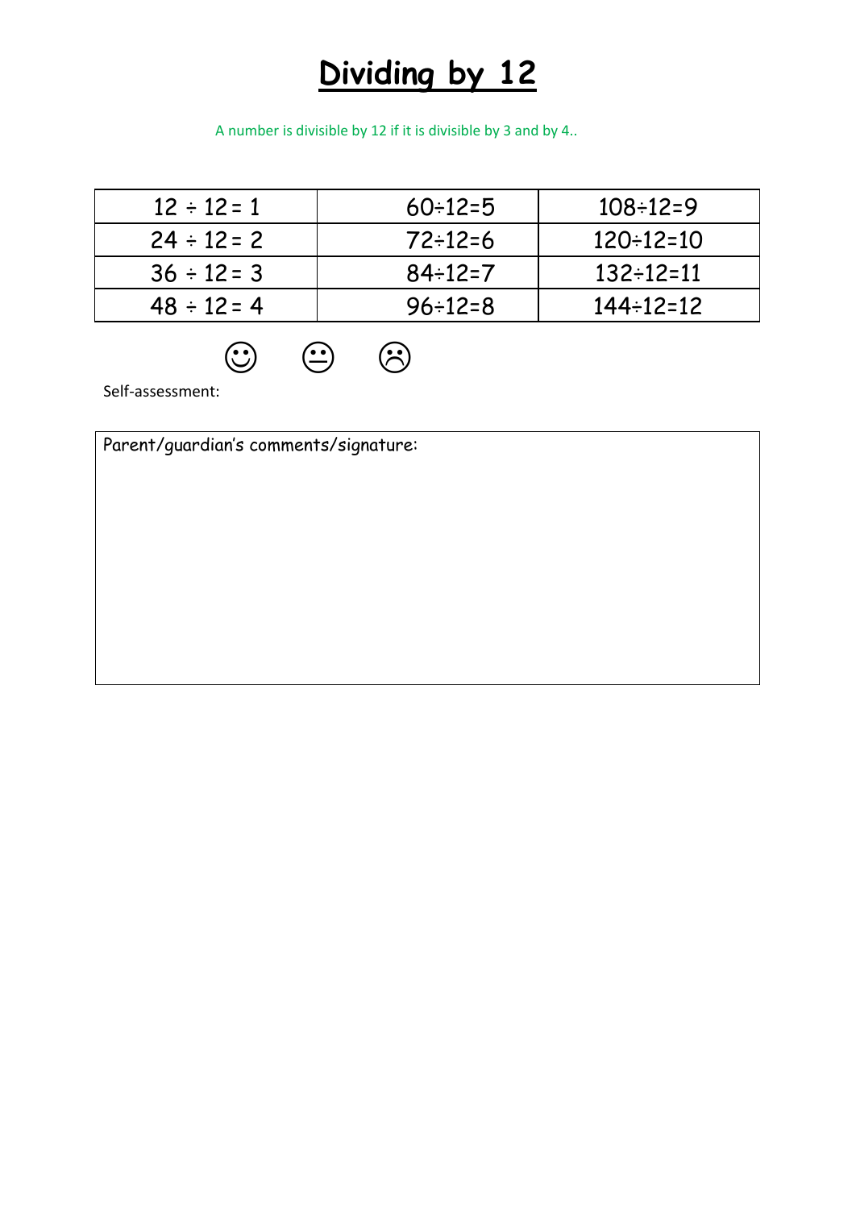# Dividing by 12

A number is divisible by 12 if it is divisible by 3 and by 4..

| | | |
|---|---|---|
| $12 \div 12 = 1$ | $60 \div 12 = 5$ | $108 \div 12 = 9$ |
| $24 \div 12 = 2$ | $72 \div 12 = 6$ | $120 \div 12 = 10$ |
| $36 \div 12 = 3$ | $84 \div 12 = 7$ | $132 \div 12 = 11$ |
| $48 \div 12 = 4$ | $96 \div 12 = 8$ | $144 \div 12 = 12$ |

☺ 😐 ☹

Self-assessment:

| Parent/guardian's comments/signature: |
|---|
| |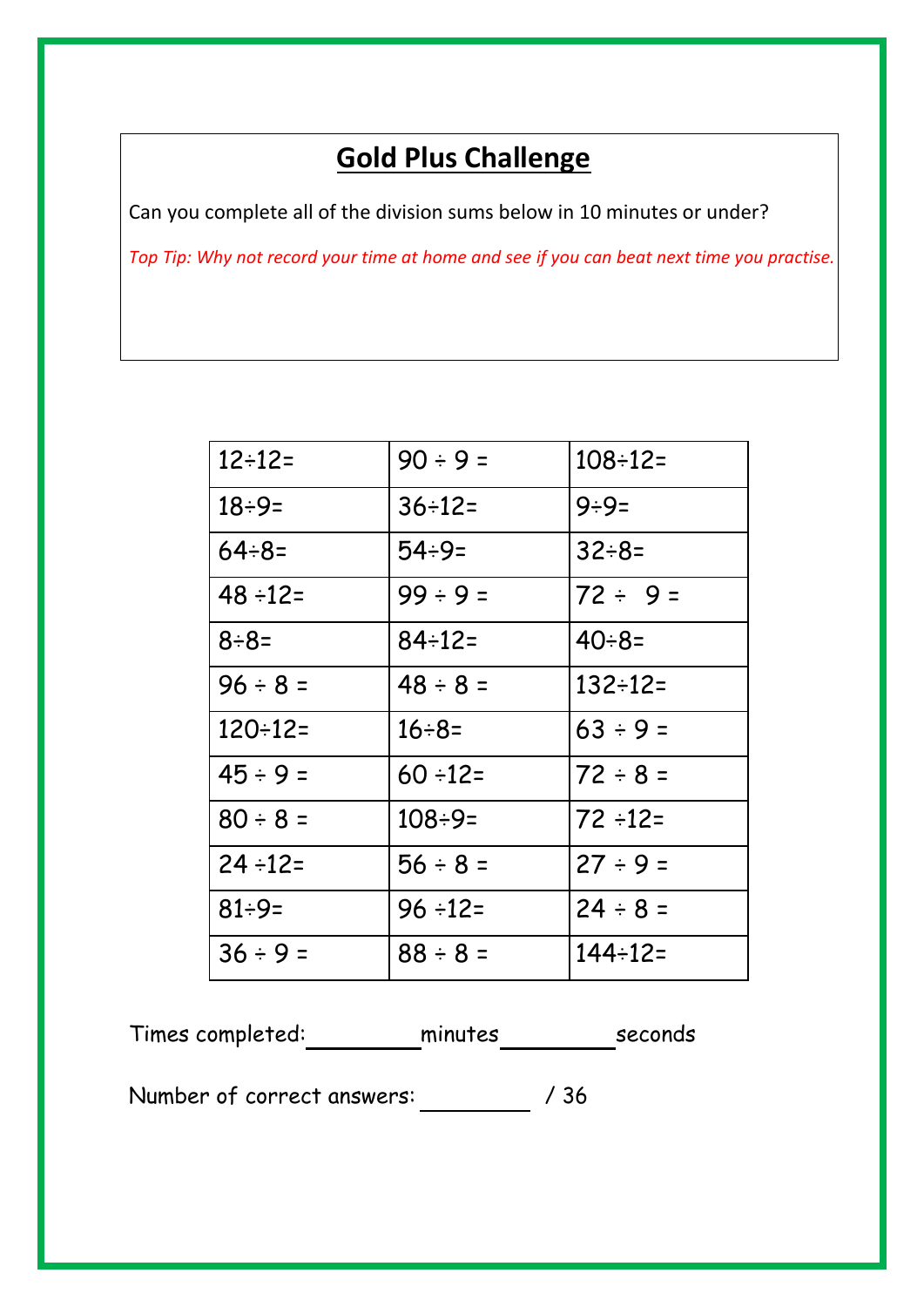## Gold Plus Challenge

Can you complete all of the division sums below in 10 minutes or under?

*Top Tip: Why not record your time at home and see if you can beat next time you practise.*

| | | |
|---|---|---|
| 12÷12= | 90 ÷ 9 = | 108÷12= |
| 18÷9= | 36÷12= | 9÷9= |
| 64÷8= | 54÷9= | 32÷8= |
| 48 ÷12= | 99 ÷ 9 = | 72 ÷ 9 = |
| 8÷8= | 84÷12= | 40÷8= |
| 96 ÷ 8 = | 48 ÷ 8 = | 132÷12= |
| 120÷12= | 16÷8= | 63 ÷ 9 = |
| 45 ÷ 9 = | 60 ÷12= | 72 ÷ 8 = |
| 80 ÷ 8 = | 108÷9= | 72 ÷12= |
| 24 ÷12= | 56 ÷ 8 = | 27 ÷ 9 = |
| 81÷9= | 96 ÷12= | 24 ÷ 8 = |
| 36 ÷ 9 = | 88 ÷ 8 = | 144÷12= |

Times completed: ________ minutes ________ seconds

Number of correct answers: ________ / 36